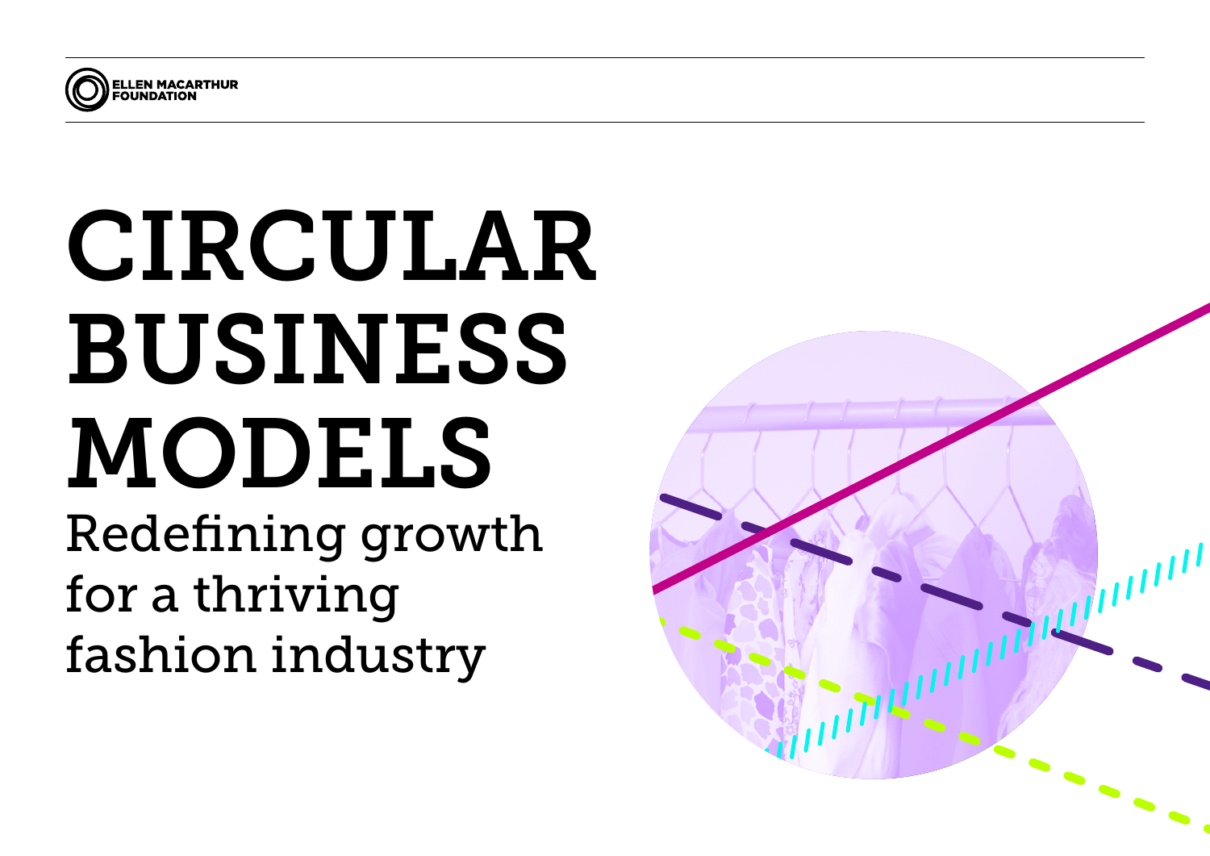ELLEN MACARTHUR FOUNDATION

# CIRCULAR BUSINESS MODELS

## Redefining growth for a thriving fashion industry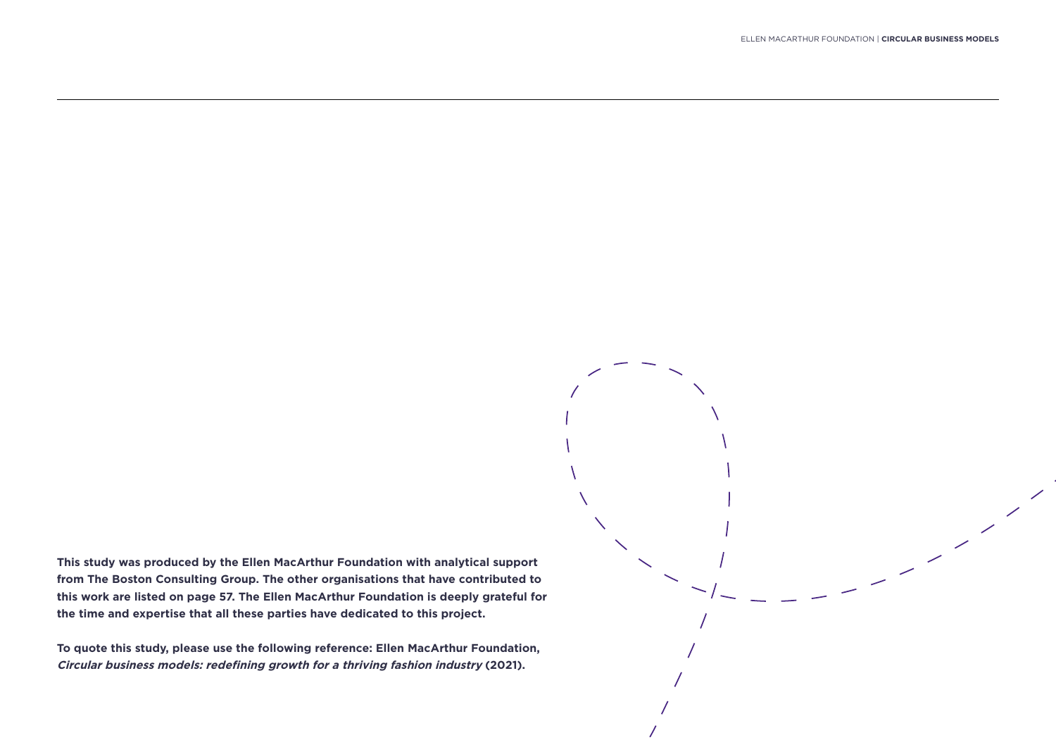**This study was produced by the Ellen MacArthur Foundation with analytical support from The Boston Consulting Group. The other organisations that have contributed to this work are listed on page 57. The Ellen MacArthur Foundation is deeply grateful for the time and expertise that all these parties have dedicated to this project.**

**To quote this study, please use the following reference: Ellen MacArthur Foundation, *Circular business models: redefining growth for a thriving fashion industry* (2021).**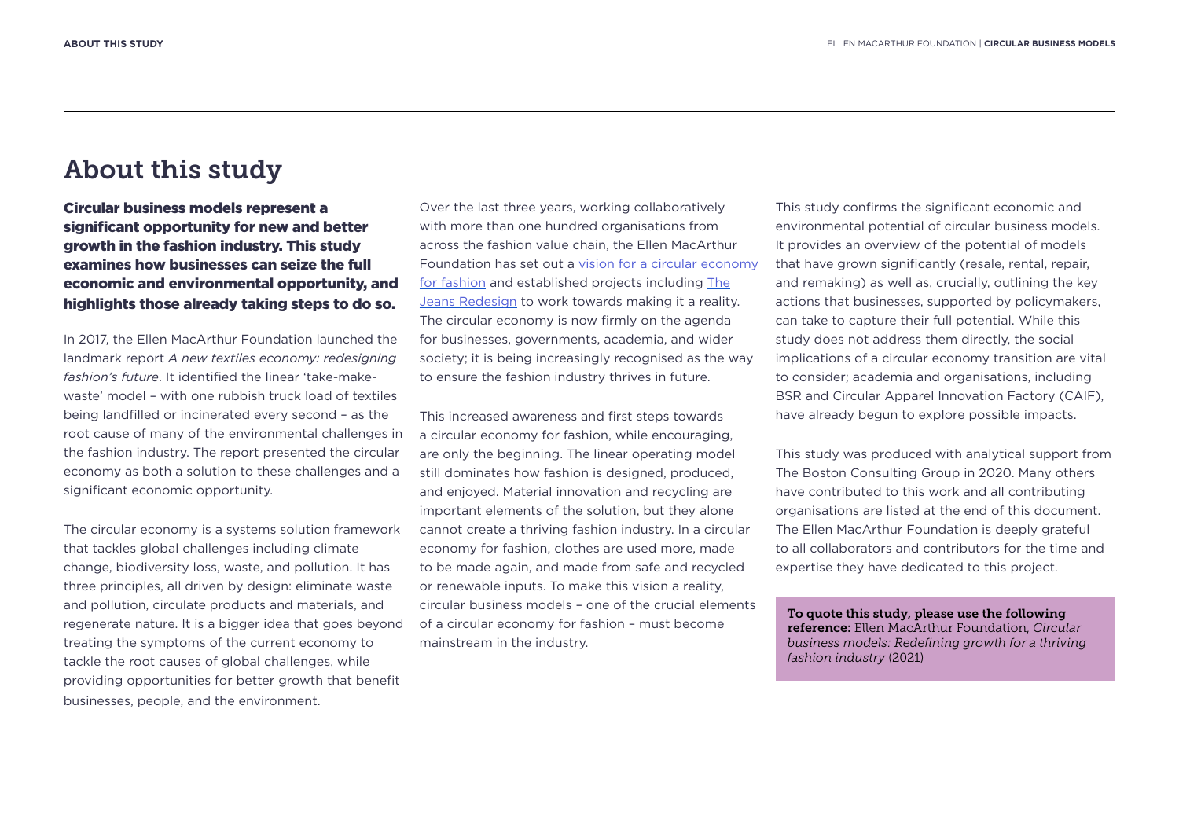# About this study

**Circular business models represent a significant opportunity for new and better growth in the fashion industry. This study examines how businesses can seize the full economic and environmental opportunity, and highlights those already taking steps to do so.**

In 2017, the Ellen MacArthur Foundation launched the landmark report *A new textiles economy: redesigning fashion's future*. It identified the linear 'take-make-waste' model – with one rubbish truck load of textiles being landfilled or incinerated every second – as the root cause of many of the environmental challenges in the fashion industry. The report presented the circular economy as both a solution to these challenges and a significant economic opportunity.

The circular economy is a systems solution framework that tackles global challenges including climate change, biodiversity loss, waste, and pollution. It has three principles, all driven by design: eliminate waste and pollution, circulate products and materials, and regenerate nature. It is a bigger idea that goes beyond treating the symptoms of the current economy to tackle the root causes of global challenges, while providing opportunities for better growth that benefit businesses, people, and the environment.

Over the last three years, working collaboratively with more than one hundred organisations from across the fashion value chain, the Ellen MacArthur Foundation has set out a vision for a circular economy for fashion and established projects including The Jeans Redesign to work towards making it a reality. The circular economy is now firmly on the agenda for businesses, governments, academia, and wider society; it is being increasingly recognised as the way to ensure the fashion industry thrives in future.

This increased awareness and first steps towards a circular economy for fashion, while encouraging, are only the beginning. The linear operating model still dominates how fashion is designed, produced, and enjoyed. Material innovation and recycling are important elements of the solution, but they alone cannot create a thriving fashion industry. In a circular economy for fashion, clothes are used more, made to be made again, and made from safe and recycled or renewable inputs. To make this vision a reality, circular business models – one of the crucial elements of a circular economy for fashion – must become mainstream in the industry.

This study confirms the significant economic and environmental potential of circular business models. It provides an overview of the potential of models that have grown significantly (resale, rental, repair, and remaking) as well as, crucially, outlining the key actions that businesses, supported by policymakers, can take to capture their full potential. While this study does not address them directly, the social implications of a circular economy transition are vital to consider; academia and organisations, including BSR and Circular Apparel Innovation Factory (CAIF), have already begun to explore possible impacts.

This study was produced with analytical support from The Boston Consulting Group in 2020. Many others have contributed to this work and all contributing organisations are listed at the end of this document. The Ellen MacArthur Foundation is deeply grateful to all collaborators and contributors for the time and expertise they have dedicated to this project.

**To quote this study, please use the following reference:** Ellen MacArthur Foundation, *Circular business models: Redefining growth for a thriving fashion industry* (2021)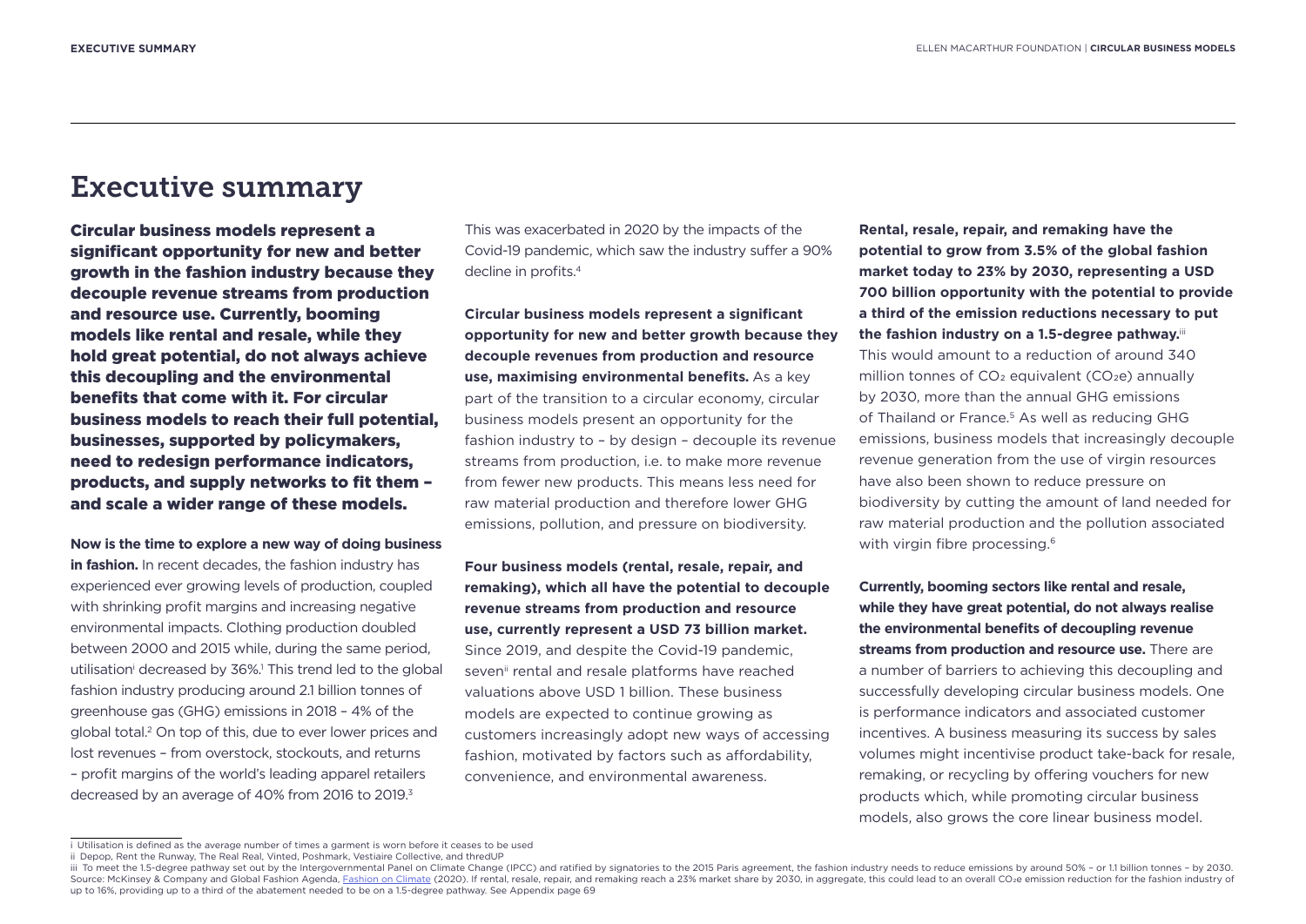# Executive summary

**Circular business models represent a significant opportunity for new and better growth in the fashion industry because they decouple revenue streams from production and resource use. Currently, booming models like rental and resale, while they hold great potential, do not always achieve this decoupling and the environmental benefits that come with it. For circular business models to reach their full potential, businesses, supported by policymakers, need to redesign performance indicators, products, and supply networks to fit them – and scale a wider range of these models.**

**Now is the time to explore a new way of doing business in fashion.** In recent decades, the fashion industry has experienced ever growing levels of production, coupled with shrinking profit margins and increasing negative environmental impacts. Clothing production doubled between 2000 and 2015 while, during the same period, utilisation[i] decreased by 36%.[1] This trend led to the global fashion industry producing around 2.1 billion tonnes of greenhouse gas (GHG) emissions in 2018 – 4% of the global total.[2] On top of this, due to ever lower prices and lost revenues – from overstock, stockouts, and returns – profit margins of the world's leading apparel retailers decreased by an average of 40% from 2016 to 2019.[3] This was exacerbated in 2020 by the impacts of the Covid-19 pandemic, which saw the industry suffer a 90% decline in profits.[4]

**Circular business models represent a significant opportunity for new and better growth because they decouple revenues from production and resource use, maximising environmental benefits.** As a key part of the transition to a circular economy, circular business models present an opportunity for the fashion industry to – by design – decouple its revenue streams from production, i.e. to make more revenue from fewer new products. This means less need for raw material production and therefore lower GHG emissions, pollution, and pressure on biodiversity.

**Four business models (rental, resale, repair, and remaking), which all have the potential to decouple revenue streams from production and resource use, currently represent a USD 73 billion market.** Since 2019, and despite the Covid-19 pandemic, seven[ii] rental and resale platforms have reached valuations above USD 1 billion. These business models are expected to continue growing as customers increasingly adopt new ways of accessing fashion, motivated by factors such as affordability, convenience, and environmental awareness.

**Rental, resale, repair, and remaking have the potential to grow from 3.5% of the global fashion market today to 23% by 2030, representing a USD 700 billion opportunity with the potential to provide a third of the emission reductions necessary to put the fashion industry on a 1.5-degree pathway.**[iii] This would amount to a reduction of around 340 million tonnes of $CO_2$ equivalent ($CO_2e$) annually by 2030, more than the annual GHG emissions of Thailand or France.[5] As well as reducing GHG emissions, business models that increasingly decouple revenue generation from the use of virgin resources have also been shown to reduce pressure on biodiversity by cutting the amount of land needed for raw material production and the pollution associated with virgin fibre processing.[6]

**Currently, booming sectors like rental and resale, while they have great potential, do not always realise the environmental benefits of decoupling revenue streams from production and resource use.** There are a number of barriers to achieving this decoupling and successfully developing circular business models. One is performance indicators and associated customer incentives. A business measuring its success by sales volumes might incentivise product take-back for resale, remaking, or recycling by offering vouchers for new products which, while promoting circular business models, also grows the core linear business model.

---

i Utilisation is defined as the average number of times a garment is worn before it ceases to be used

ii Depop, Rent the Runway, The Real Real, Vinted, Poshmark, Vestiaire Collective, and thredUP

iii To meet the 1.5-degree pathway set out by the Intergovernmental Panel on Climate Change (IPCC) and ratified by signatories to the 2015 Paris agreement, the fashion industry needs to reduce emissions by around 50% – or 1.1 billion tonnes – by 2030. Source: McKinsey & Company and Global Fashion Agenda, Fashion on Climate (2020). If rental, resale, repair, and remaking reach a 23% market share by 2030, in aggregate, this could lead to an overall $CO_2e$ emission reduction for the fashion industry of up to 16%, providing up to a third of the abatement needed to be on a 1.5-degree pathway. See Appendix page 69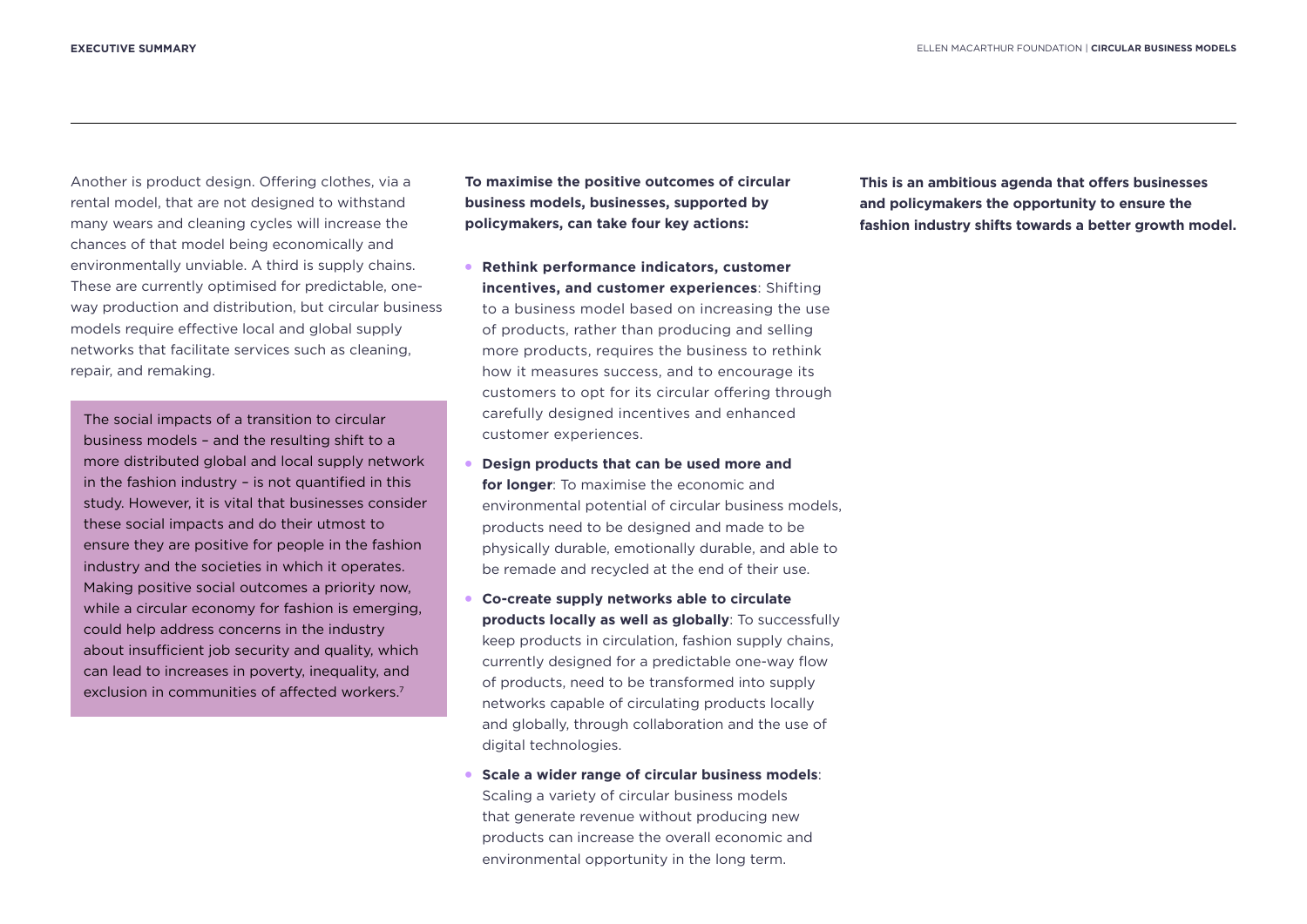Another is product design. Offering clothes, via a rental model, that are not designed to withstand many wears and cleaning cycles will increase the chances of that model being economically and environmentally unviable. A third is supply chains. These are currently optimised for predictable, one-way production and distribution, but circular business models require effective local and global supply networks that facilitate services such as cleaning, repair, and remaking.

> The social impacts of a transition to circular business models – and the resulting shift to a more distributed global and local supply network in the fashion industry – is not quantified in this study. However, it is vital that businesses consider these social impacts and do their utmost to ensure they are positive for people in the fashion industry and the societies in which it operates. Making positive social outcomes a priority now, while a circular economy for fashion is emerging, could help address concerns in the industry about insufficient job security and quality, which can lead to increases in poverty, inequality, and exclusion in communities of affected workers.[7]

**To maximise the positive outcomes of circular business models, businesses, supported by policymakers, can take four key actions:**

- **Rethink performance indicators, customer incentives, and customer experiences**: Shifting to a business model based on increasing the use of products, rather than producing and selling more products, requires the business to rethink how it measures success, and to encourage its customers to opt for its circular offering through carefully designed incentives and enhanced customer experiences.
- **Design products that can be used more and for longer**: To maximise the economic and environmental potential of circular business models, products need to be designed and made to be physically durable, emotionally durable, and able to be remade and recycled at the end of their use.
- **Co-create supply networks able to circulate products locally as well as globally**: To successfully keep products in circulation, fashion supply chains, currently designed for a predictable one-way flow of products, need to be transformed into supply networks capable of circulating products locally and globally, through collaboration and the use of digital technologies.
- **Scale a wider range of circular business models**: Scaling a variety of circular business models that generate revenue without producing new products can increase the overall economic and environmental opportunity in the long term.

**This is an ambitious agenda that offers businesses and policymakers the opportunity to ensure the fashion industry shifts towards a better growth model.**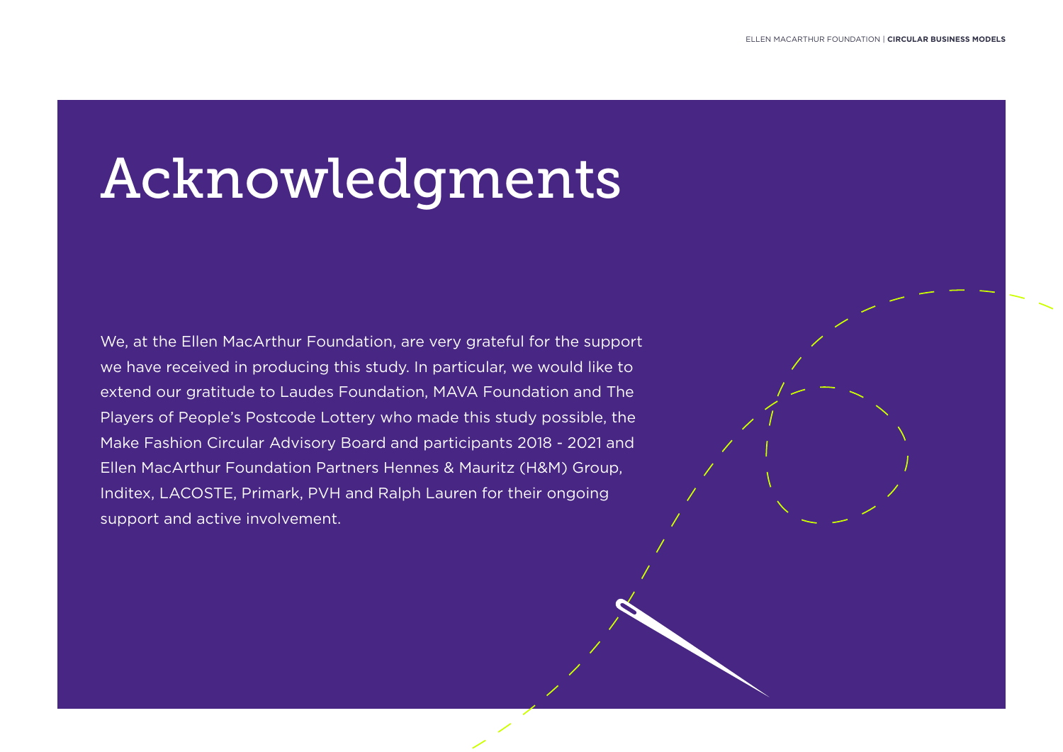# Acknowledgments

We, at the Ellen MacArthur Foundation, are very grateful for the support we have received in producing this study. In particular, we would like to extend our gratitude to Laudes Foundation, MAVA Foundation and The Players of People's Postcode Lottery who made this study possible, the Make Fashion Circular Advisory Board and participants 2018 - 2021 and Ellen MacArthur Foundation Partners Hennes & Mauritz (H&M) Group, Inditex, LACOSTE, Primark, PVH and Ralph Lauren for their ongoing support and active involvement.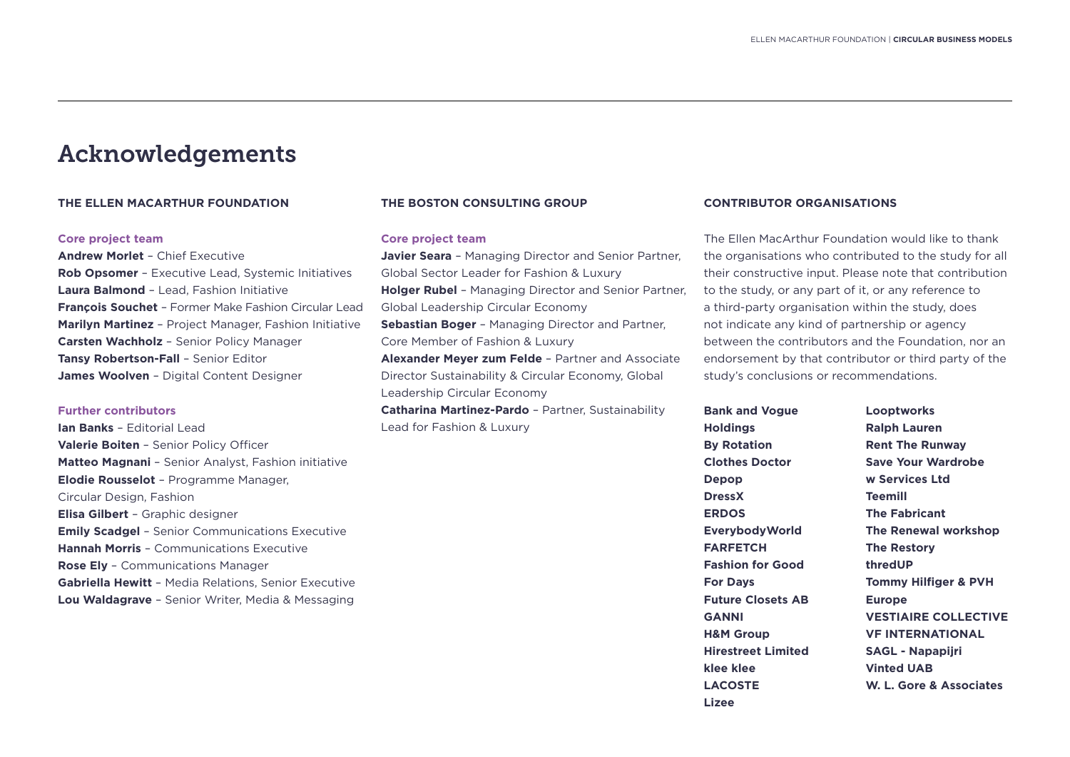# Acknowledgements

## THE ELLEN MACARTHUR FOUNDATION

### Core project team

**Andrew Morlet** – Chief Executive
**Rob Opsomer** – Executive Lead, Systemic Initiatives
**Laura Balmond** – Lead, Fashion Initiative
**François Souchet** – Former Make Fashion Circular Lead
**Marilyn Martinez** – Project Manager, Fashion Initiative
**Carsten Wachholz** – Senior Policy Manager
**Tansy Robertson-Fall** – Senior Editor
**James Woolven** – Digital Content Designer

### Further contributors

**Ian Banks** – Editorial Lead
**Valerie Boiten** – Senior Policy Officer
**Matteo Magnani** – Senior Analyst, Fashion initiative
**Elodie Rousselot** – Programme Manager, Circular Design, Fashion
**Elisa Gilbert** – Graphic designer
**Emily Scadgel** – Senior Communications Executive
**Hannah Morris** – Communications Executive
**Rose Ely** – Communications Manager
**Gabriella Hewitt** – Media Relations, Senior Executive
**Lou Waldagrave** – Senior Writer, Media & Messaging

## THE BOSTON CONSULTING GROUP

### Core project team

**Javier Seara** – Managing Director and Senior Partner, Global Sector Leader for Fashion & Luxury
**Holger Rubel** – Managing Director and Senior Partner, Global Leadership Circular Economy
**Sebastian Boger** – Managing Director and Partner, Core Member of Fashion & Luxury
**Alexander Meyer zum Felde** – Partner and Associate Director Sustainability & Circular Economy, Global Leadership Circular Economy
**Catharina Martinez-Pardo** – Partner, Sustainability Lead for Fashion & Luxury

## CONTRIBUTOR ORGANISATIONS

The Ellen MacArthur Foundation would like to thank the organisations who contributed to the study for all their constructive input. Please note that contribution to the study, or any part of it, or any reference to a third-party organisation within the study, does not indicate any kind of partnership or agency between the contributors and the Foundation, nor an endorsement by that contributor or third party of the study's conclusions or recommendations.

**Bank and Vogue Holdings**
**By Rotation**
**Clothes Doctor**
**Depop**
**DressX**
**ERDOS**
**EverybodyWorld**
**FARFETCH**
**Fashion for Good**
**For Days**
**Future Closets AB**
**GANNI**
**H&M Group**
**Hirestreet Limited**
**klee klee**
**LACOSTE**
**Lizee**
**Looptworks**
**Ralph Lauren**
**Rent The Runway**
**Save Your Wardrobe**
**w Services Ltd**
**Teemill**
**The Fabricant**
**The Renewal workshop**
**The Restory**
**thredUP**
**Tommy Hilfiger & PVH Europe**
**VESTIAIRE COLLECTIVE**
**VF INTERNATIONAL SAGL - Napapijri**
**Vinted UAB**
**W. L. Gore & Associates**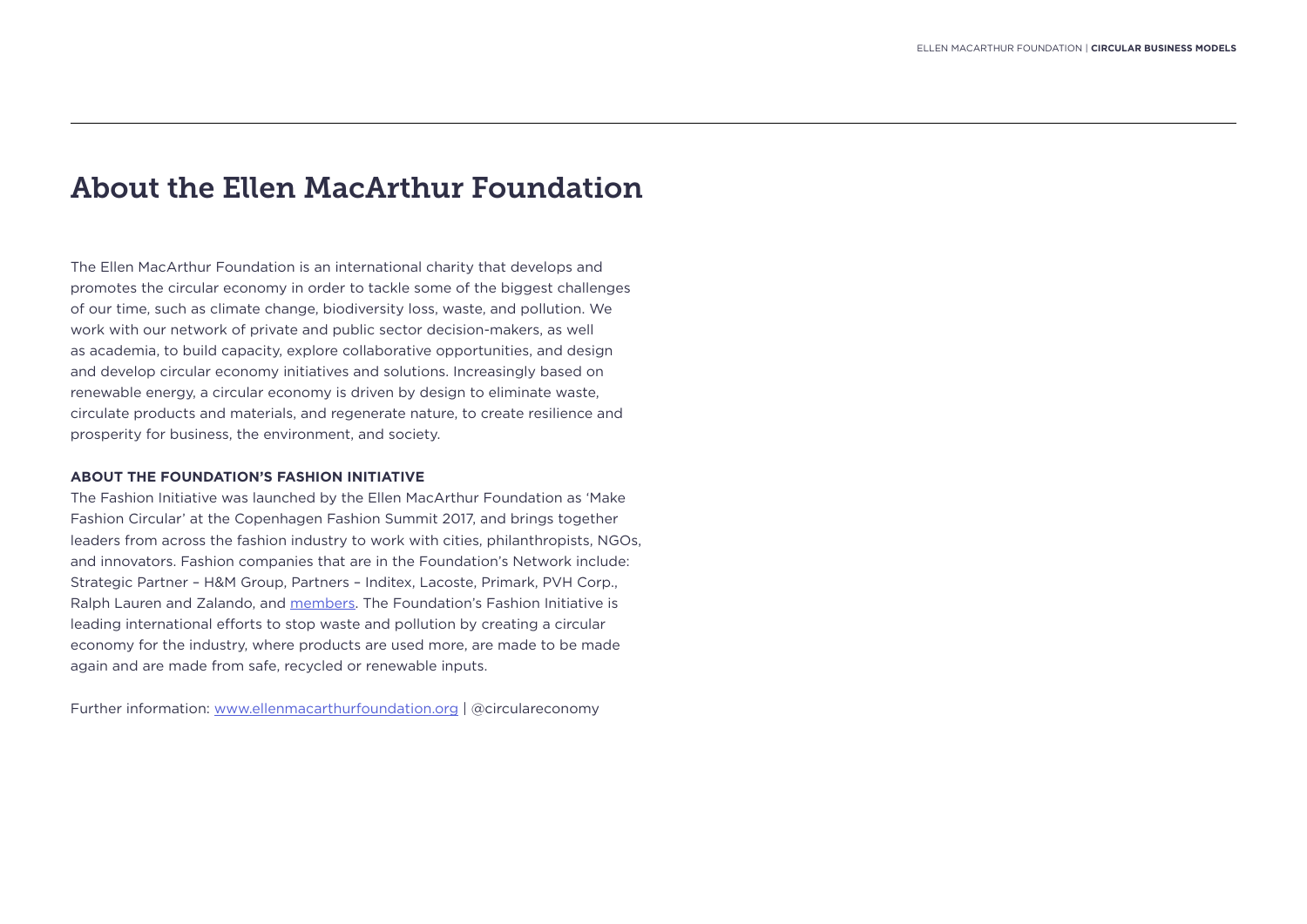# About the Ellen MacArthur Foundation

The Ellen MacArthur Foundation is an international charity that develops and promotes the circular economy in order to tackle some of the biggest challenges of our time, such as climate change, biodiversity loss, waste, and pollution. We work with our network of private and public sector decision-makers, as well as academia, to build capacity, explore collaborative opportunities, and design and develop circular economy initiatives and solutions. Increasingly based on renewable energy, a circular economy is driven by design to eliminate waste, circulate products and materials, and regenerate nature, to create resilience and prosperity for business, the environment, and society.

**ABOUT THE FOUNDATION'S FASHION INITIATIVE**

The Fashion Initiative was launched by the Ellen MacArthur Foundation as 'Make Fashion Circular' at the Copenhagen Fashion Summit 2017, and brings together leaders from across the fashion industry to work with cities, philanthropists, NGOs, and innovators. Fashion companies that are in the Foundation's Network include: Strategic Partner – H&M Group, Partners – Inditex, Lacoste, Primark, PVH Corp., Ralph Lauren and Zalando, and members. The Foundation's Fashion Initiative is leading international efforts to stop waste and pollution by creating a circular economy for the industry, where products are used more, are made to be made again and are made from safe, recycled or renewable inputs.

Further information: www.ellenmacarthurfoundation.org | @circulareconomy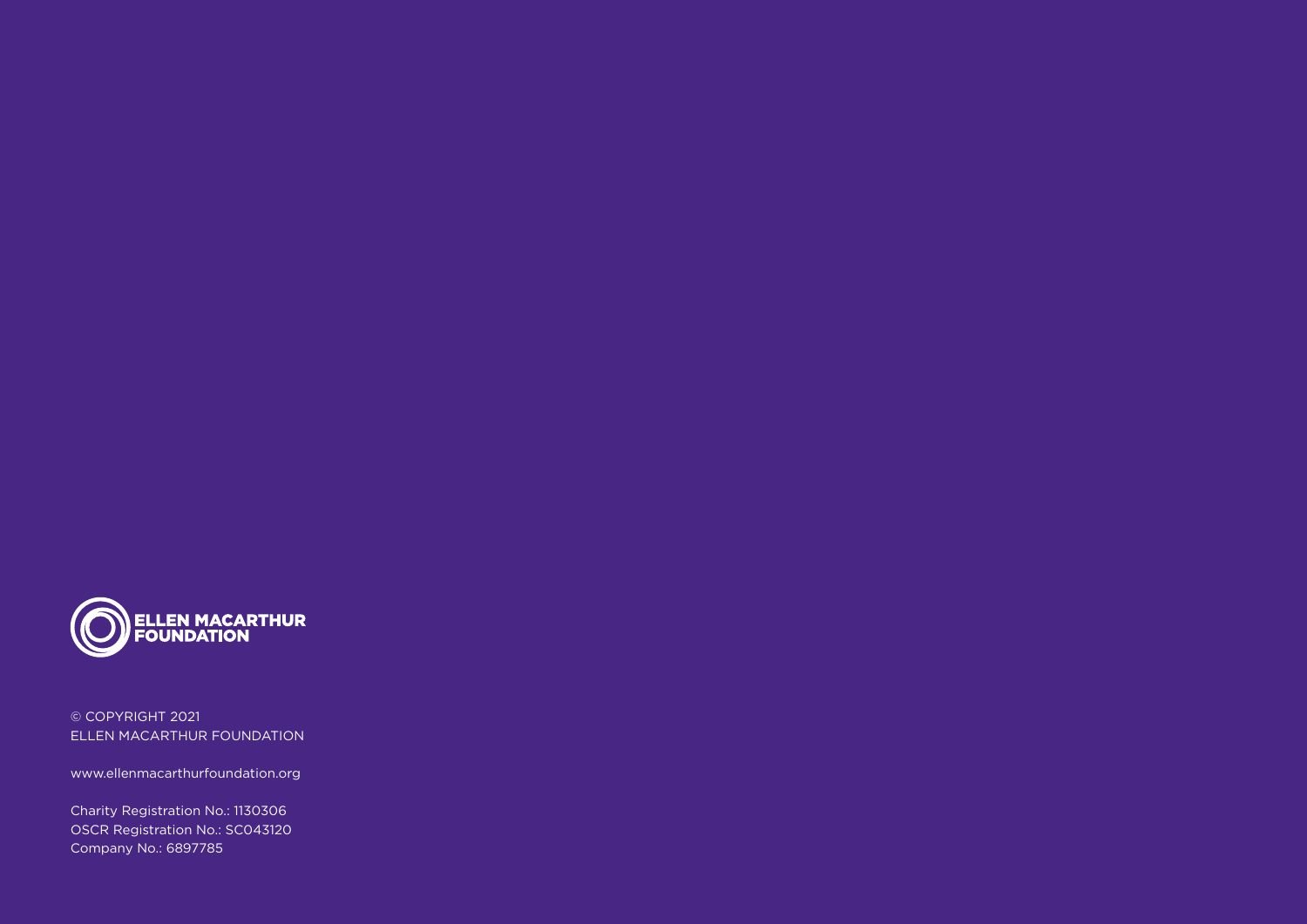ELLEN MACARTHUR FOUNDATION

© COPYRIGHT 2021
ELLEN MACARTHUR FOUNDATION

www.ellenmacarthurfoundation.org

Charity Registration No.: 1130306
OSCR Registration No.: SC043120
Company No.: 6897785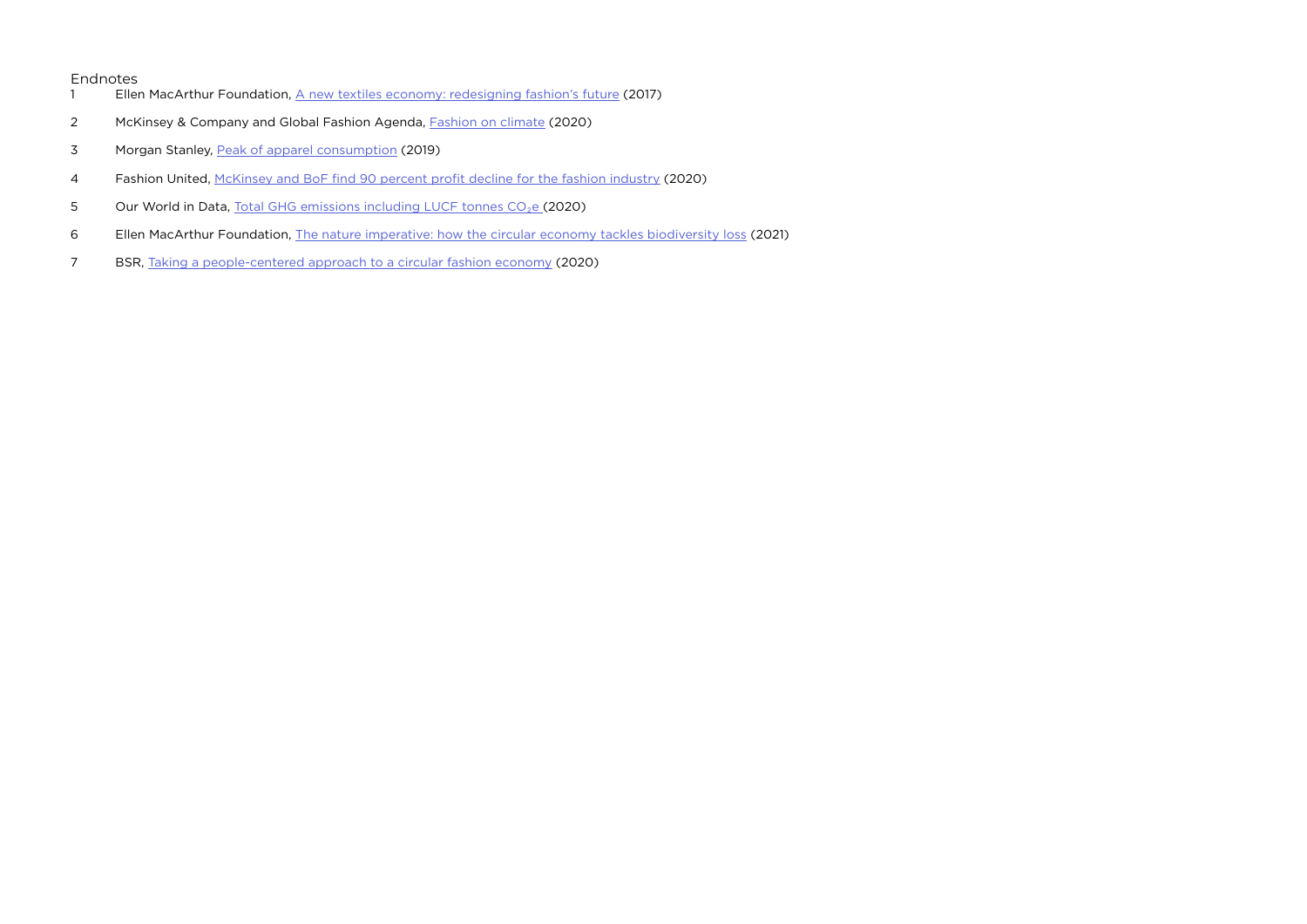## Endnotes

1. Ellen MacArthur Foundation, A new textiles economy: redesigning fashion's future (2017)
2. McKinsey & Company and Global Fashion Agenda, Fashion on climate (2020)
3. Morgan Stanley, Peak of apparel consumption (2019)
4. Fashion United, McKinsey and BoF find 90 percent profit decline for the fashion industry (2020)
5. Our World in Data, Total GHG emissions including LUCF tonnes $CO_2e$ (2020)
6. Ellen MacArthur Foundation, The nature imperative: how the circular economy tackles biodiversity loss (2021)
7. BSR, Taking a people-centered approach to a circular fashion economy (2020)